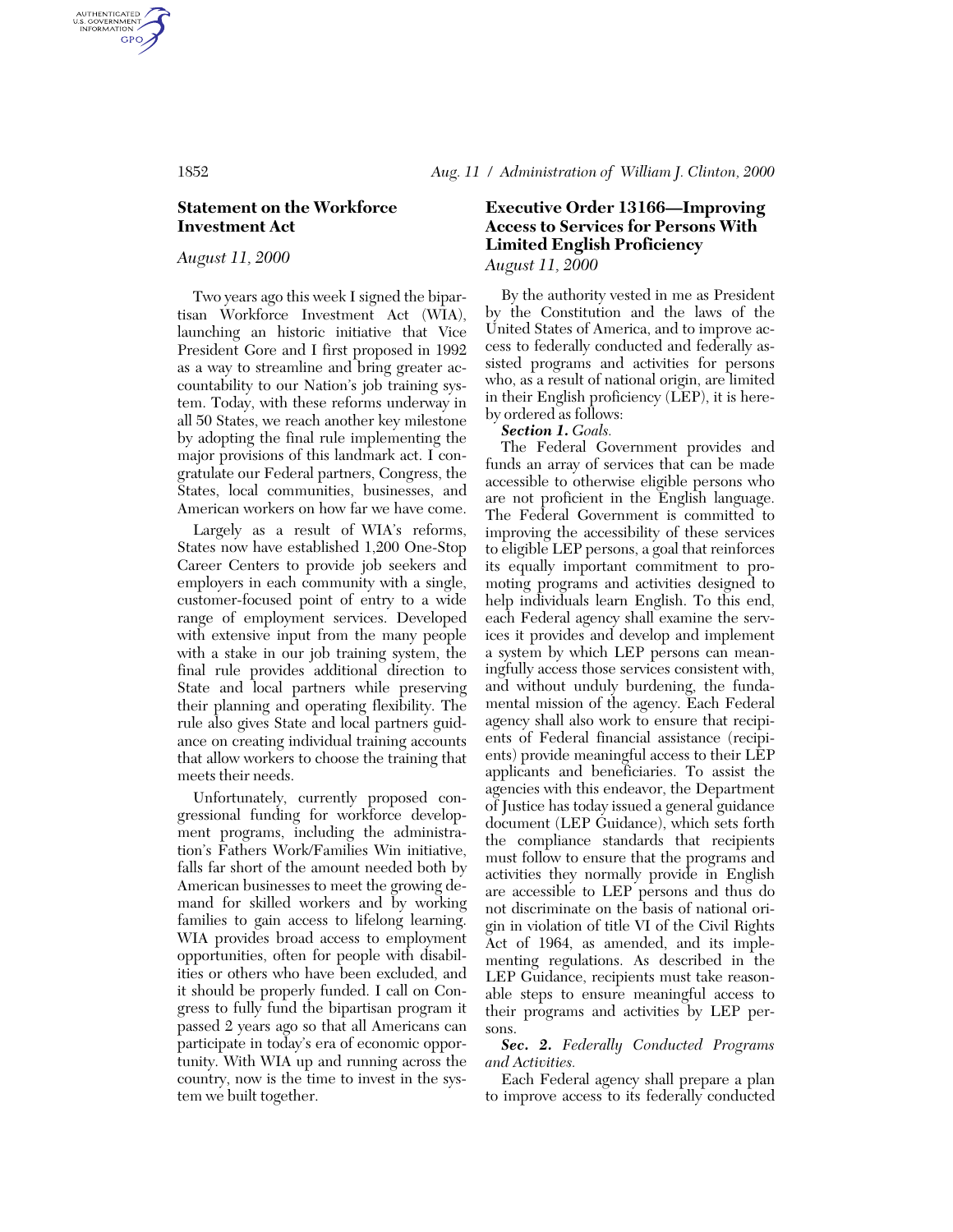## Statement on the Workforce Investment Act

*August 11, 2000*

Two years ago this week I signed the bipartisan Workforce Investment Act (WIA), launching an historic initiative that Vice President Gore and I first proposed in 1992 as a way to streamline and bring greater accountability to our Nation's job training system. Today, with these reforms underway in all 50 States, we reach another key milestone by adopting the final rule implementing the major provisions of this landmark act. I congratulate our Federal partners, Congress, the States, local communities, businesses, and American workers on how far we have come.

Largely as a result of WIA's reforms, States now have established 1,200 One-Stop Career Centers to provide job seekers and employers in each community with a single, customer-focused point of entry to a wide range of employment services. Developed with extensive input from the many people with a stake in our job training system, the final rule provides additional direction to State and local partners while preserving their planning and operating flexibility. The rule also gives State and local partners guidance on creating individual training accounts that allow workers to choose the training that meets their needs.

Unfortunately, currently proposed congressional funding for workforce development programs, including the administration's Fathers Work/Families Win initiative, falls far short of the amount needed both by American businesses to meet the growing demand for skilled workers and by working families to gain access to lifelong learning. WIA provides broad access to employment opportunities, often for people with disabilities or others who have been excluded, and it should be properly funded. I call on Congress to fully fund the bipartisan program it passed 2 years ago so that all Americans can participate in today's era of economic opportunity. With WIA up and running across the country, now is the time to invest in the system we built together.

## Executive Order 13166—Improving Access to Services for Persons With Limited English Proficiency

*August 11, 2000*

By the authority vested in me as President by the Constitution and the laws of the United States of America, and to improve access to federally conducted and federally assisted programs and activities for persons who, as a result of national origin, are limited in their English proficiency (LEP), it is hereby ordered as follows:

***Section 1.*** *Goals.*

The Federal Government provides and funds an array of services that can be made accessible to otherwise eligible persons who are not proficient in the English language. The Federal Government is committed to improving the accessibility of these services to eligible LEP persons, a goal that reinforces its equally important commitment to promoting programs and activities designed to help individuals learn English. To this end, each Federal agency shall examine the services it provides and develop and implement a system by which LEP persons can meaningfully access those services consistent with, and without unduly burdening, the fundamental mission of the agency. Each Federal agency shall also work to ensure that recipients of Federal financial assistance (recipients) provide meaningful access to their LEP applicants and beneficiaries. To assist the agencies with this endeavor, the Department of Justice has today issued a general guidance document (LEP Guidance), which sets forth the compliance standards that recipients must follow to ensure that the programs and activities they normally provide in English are accessible to LEP persons and thus do not discriminate on the basis of national origin in violation of title VI of the Civil Rights Act of 1964, as amended, and its implementing regulations. As described in the LEP Guidance, recipients must take reasonable steps to ensure meaningful access to their programs and activities by LEP persons.

***Sec. 2.*** *Federally Conducted Programs and Activities.*

Each Federal agency shall prepare a plan to improve access to its federally conducted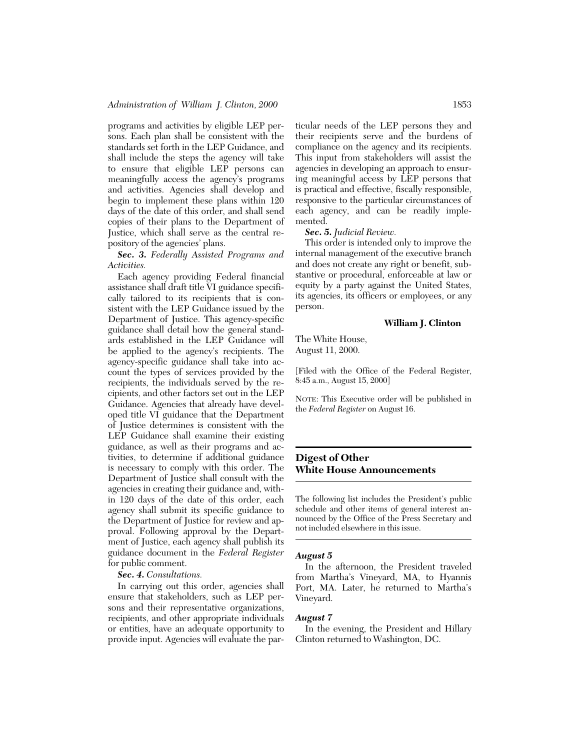programs and activities by eligible LEP persons. Each plan shall be consistent with the standards set forth in the LEP Guidance, and shall include the steps the agency will take to ensure that eligible LEP persons can meaningfully access the agency's programs and activities. Agencies shall develop and begin to implement these plans within 120 days of the date of this order, and shall send copies of their plans to the Department of Justice, which shall serve as the central repository of the agencies' plans.

***Sec. 3.*** *Federally Assisted Programs and Activities.*

Each agency providing Federal financial assistance shall draft title VI guidance specifically tailored to its recipients that is consistent with the LEP Guidance issued by the Department of Justice. This agency-specific guidance shall detail how the general standards established in the LEP Guidance will be applied to the agency's recipients. The agency-specific guidance shall take into account the types of services provided by the recipients, the individuals served by the recipients, and other factors set out in the LEP Guidance. Agencies that already have developed title VI guidance that the Department of Justice determines is consistent with the LEP Guidance shall examine their existing guidance, as well as their programs and activities, to determine if additional guidance is necessary to comply with this order. The Department of Justice shall consult with the agencies in creating their guidance and, within 120 days of the date of this order, each agency shall submit its specific guidance to the Department of Justice for review and approval. Following approval by the Department of Justice, each agency shall publish its guidance document in the *Federal Register* for public comment.

***Sec. 4.*** *Consultations.*

In carrying out this order, agencies shall ensure that stakeholders, such as LEP persons and their representative organizations, recipients, and other appropriate individuals or entities, have an adequate opportunity to provide input. Agencies will evaluate the particular needs of the LEP persons they and their recipients serve and the burdens of compliance on the agency and its recipients. This input from stakeholders will assist the agencies in developing an approach to ensuring meaningful access by LEP persons that is practical and effective, fiscally responsible, responsive to the particular circumstances of each agency, and can be readily implemented.

***Sec. 5.*** *Judicial Review.*

This order is intended only to improve the internal management of the executive branch and does not create any right or benefit, substantive or procedural, enforceable at law or equity by a party against the United States, its agencies, its officers or employees, or any person.

**William J. Clinton**

The White House,
August 11, 2000.

[Filed with the Office of the Federal Register, 8:45 a.m., August 15, 2000]

NOTE: This Executive order will be published in the *Federal Register* on August 16.

## Digest of Other White House Announcements

The following list includes the President's public schedule and other items of general interest announced by the Office of the Press Secretary and not included elsewhere in this issue.

### *August 5*

In the afternoon, the President traveled from Martha's Vineyard, MA, to Hyannis Port, MA. Later, he returned to Martha's Vineyard.

### *August 7*

In the evening, the President and Hillary Clinton returned to Washington, DC.